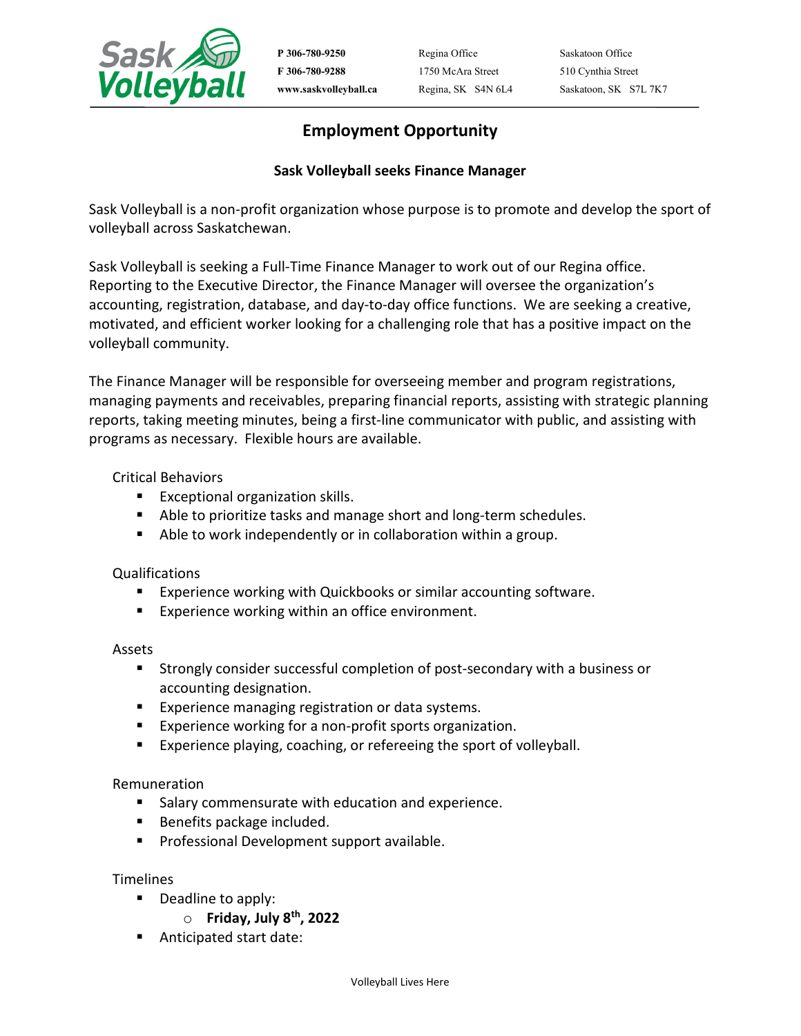**Sask Volleyball**

**P 306-780-9250**
**F 306-780-9288**
**www.saskvolleyball.ca**

Regina Office
1750 McAra Street
Regina, SK S4N 6L4

Saskatoon Office
510 Cynthia Street
Saskatoon, SK S7L 7K7

# Employment Opportunity

## Sask Volleyball seeks Finance Manager

Sask Volleyball is a non-profit organization whose purpose is to promote and develop the sport of volleyball across Saskatchewan.

Sask Volleyball is seeking a Full-Time Finance Manager to work out of our Regina office. Reporting to the Executive Director, the Finance Manager will oversee the organization's accounting, registration, database, and day-to-day office functions. We are seeking a creative, motivated, and efficient worker looking for a challenging role that has a positive impact on the volleyball community.

The Finance Manager will be responsible for overseeing member and program registrations, managing payments and receivables, preparing financial reports, assisting with strategic planning reports, taking meeting minutes, being a first-line communicator with public, and assisting with programs as necessary. Flexible hours are available.

Critical Behaviors

- Exceptional organization skills.
- Able to prioritize tasks and manage short and long-term schedules.
- Able to work independently or in collaboration within a group.

Qualifications

- Experience working with Quickbooks or similar accounting software.
- Experience working within an office environment.

Assets

- Strongly consider successful completion of post-secondary with a business or accounting designation.
- Experience managing registration or data systems.
- Experience working for a non-profit sports organization.
- Experience playing, coaching, or refereeing the sport of volleyball.

Remuneration

- Salary commensurate with education and experience.
- Benefits package included.
- Professional Development support available.

Timelines

- Deadline to apply:
  - **Friday, July 8th, 2022**
- Anticipated start date: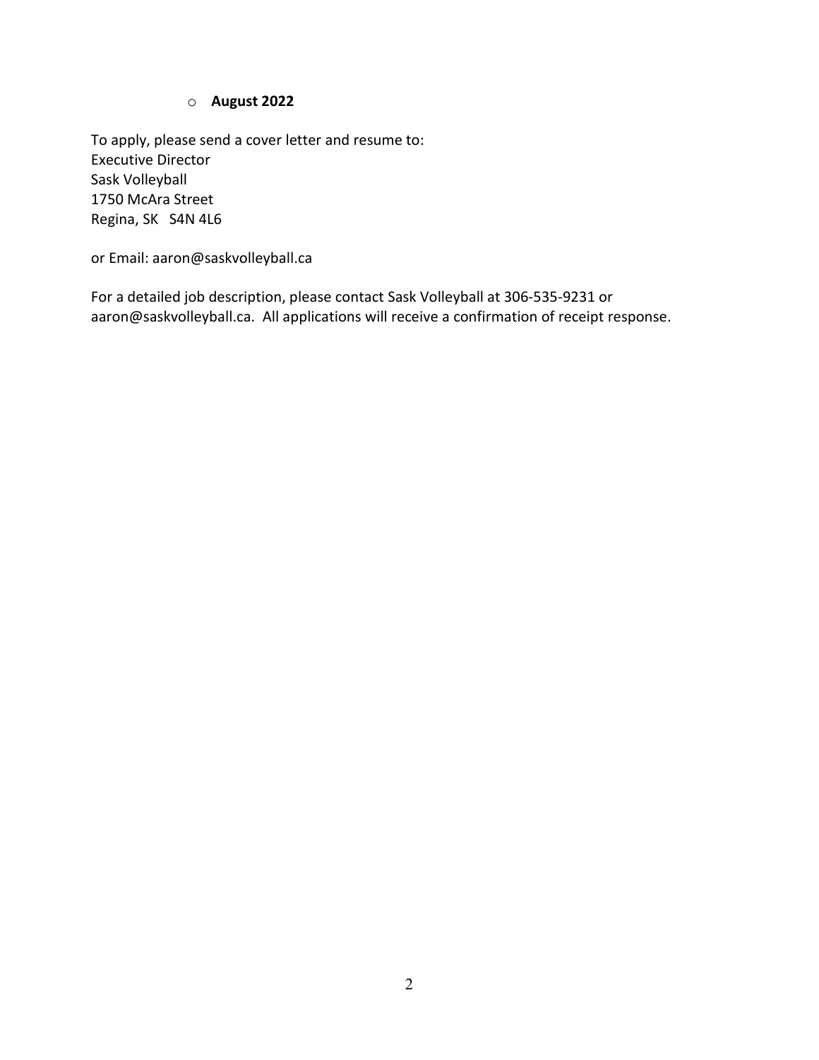- **August 2022**

To apply, please send a cover letter and resume to:
Executive Director
Sask Volleyball
1750 McAra Street
Regina, SK S4N 4L6

or Email: aaron@saskvolleyball.ca

For a detailed job description, please contact Sask Volleyball at 306-535-9231 or aaron@saskvolleyball.ca. All applications will receive a confirmation of receipt response.